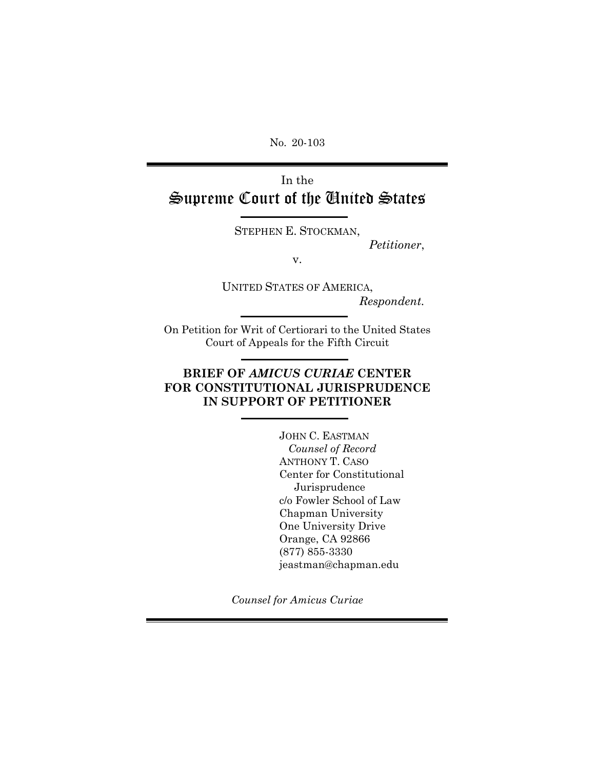No. 20-103

In the

# Supreme Court of the United States

STEPHEN E. STOCKMAN,

*Petitioner*,

v.

UNITED STATES OF AMERICA,

*Respondent.*

On Petition for Writ of Certiorari to the United States Court of Appeals for the Fifth Circuit

## BRIEF OF *AMICUS CURIAE* CENTER FOR CONSTITUTIONAL JURISPRUDENCE IN SUPPORT OF PETITIONER

JOHN C. EASTMAN
*Counsel of Record*
ANTHONY T. CASO
Center for Constitutional Jurisprudence
c/o Fowler School of Law
Chapman University
One University Drive
Orange, CA 92866
(877) 855-3330
jeastman@chapman.edu

*Counsel for Amicus Curiae*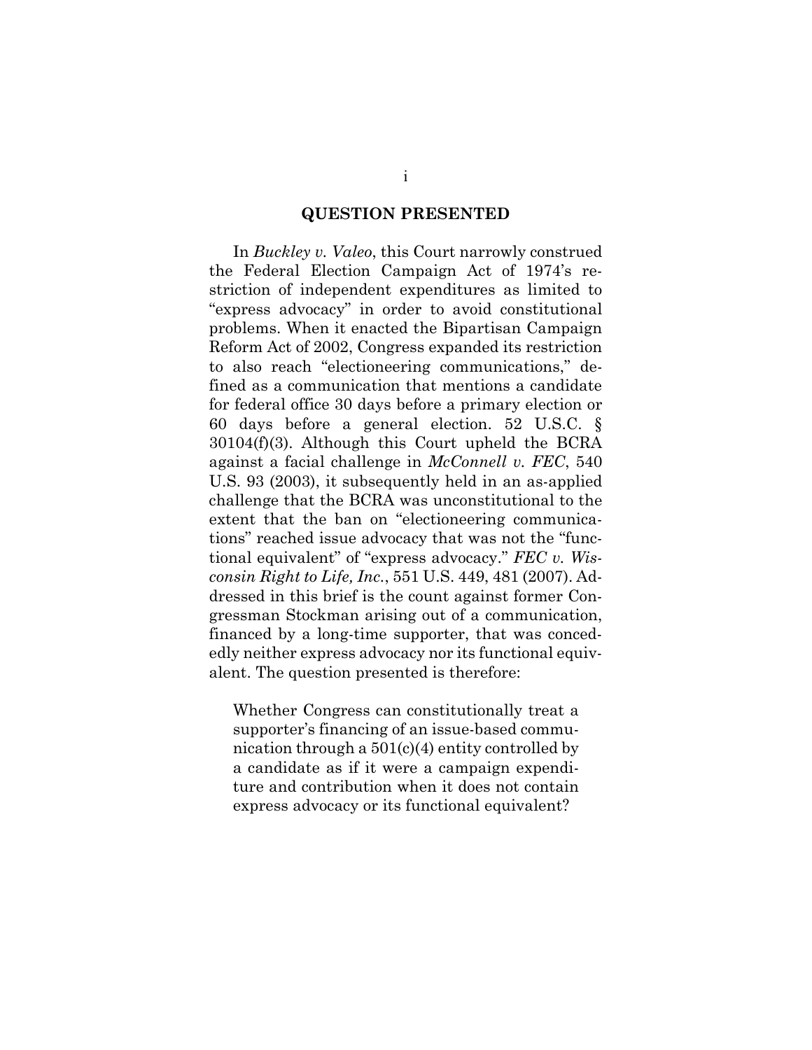## QUESTION PRESENTED

In *Buckley v. Valeo*, this Court narrowly construed the Federal Election Campaign Act of 1974's restriction of independent expenditures as limited to "express advocacy" in order to avoid constitutional problems. When it enacted the Bipartisan Campaign Reform Act of 2002, Congress expanded its restriction to also reach "electioneering communications," defined as a communication that mentions a candidate for federal office 30 days before a primary election or 60 days before a general election. 52 U.S.C. § 30104(f)(3). Although this Court upheld the BCRA against a facial challenge in *McConnell v. FEC*, 540 U.S. 93 (2003), it subsequently held in an as-applied challenge that the BCRA was unconstitutional to the extent that the ban on "electioneering communications" reached issue advocacy that was not the "functional equivalent" of "express advocacy." *FEC v. Wisconsin Right to Life, Inc.*, 551 U.S. 449, 481 (2007). Addressed in this brief is the count against former Congressman Stockman arising out of a communication, financed by a long-time supporter, that was concededly neither express advocacy nor its functional equivalent. The question presented is therefore:

> Whether Congress can constitutionally treat a supporter's financing of an issue-based communication through a 501(c)(4) entity controlled by a candidate as if it were a campaign expenditure and contribution when it does not contain express advocacy or its functional equivalent?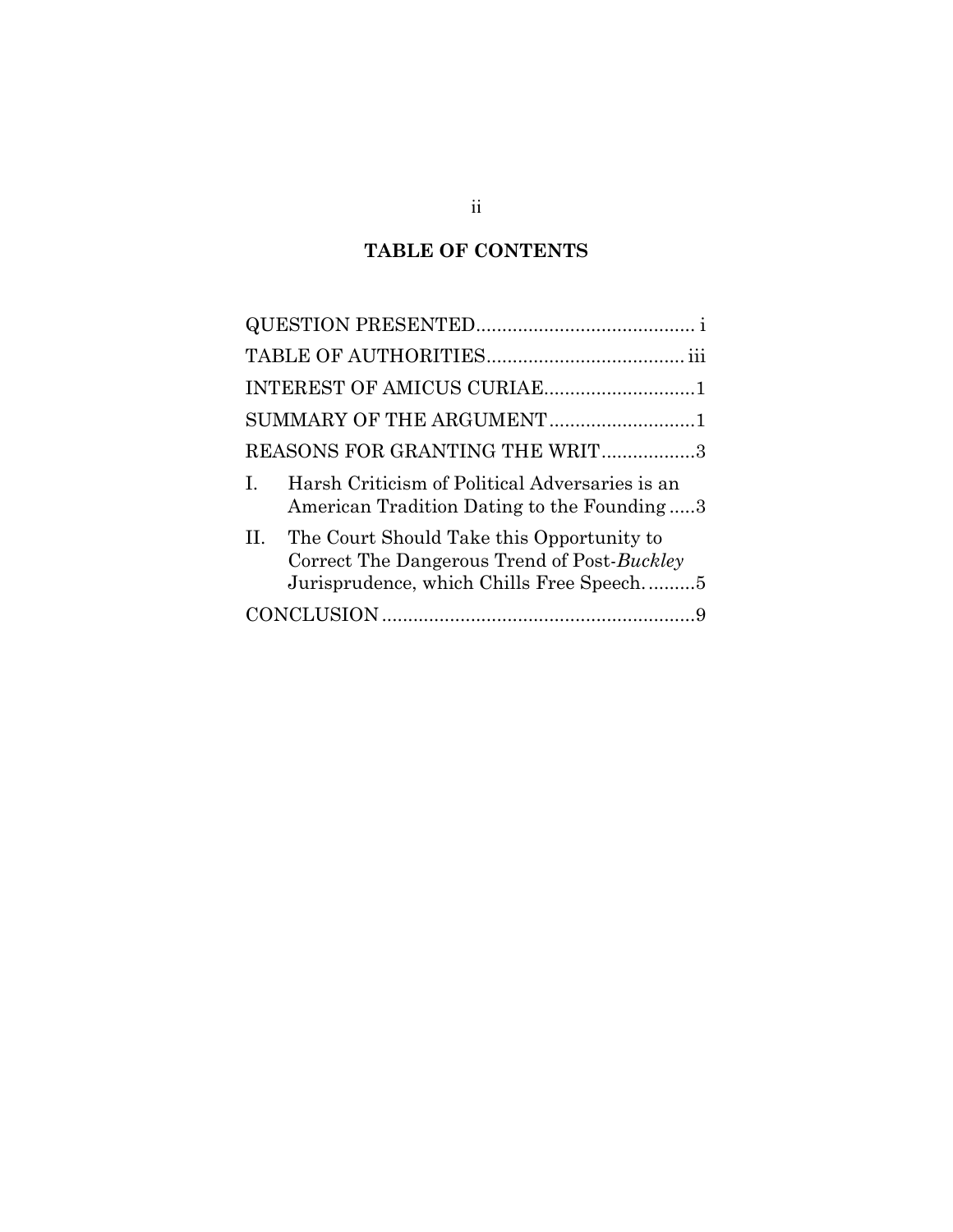**TABLE OF CONTENTS**

QUESTION PRESENTED .......................................... i

TABLE OF AUTHORITIES ...................................... iii

INTEREST OF AMICUS CURIAE ............................ 1

SUMMARY OF THE ARGUMENT ............................ 1

REASONS FOR GRANTING THE WRIT .................. 3

I. Harsh Criticism of Political Adversaries is an American Tradition Dating to the Founding ..... 3

II. The Court Should Take this Opportunity to Correct The Dangerous Trend of Post-*Buckley* Jurisprudence, which Chills Free Speech. ......... 5

CONCLUSION ............................................................ 9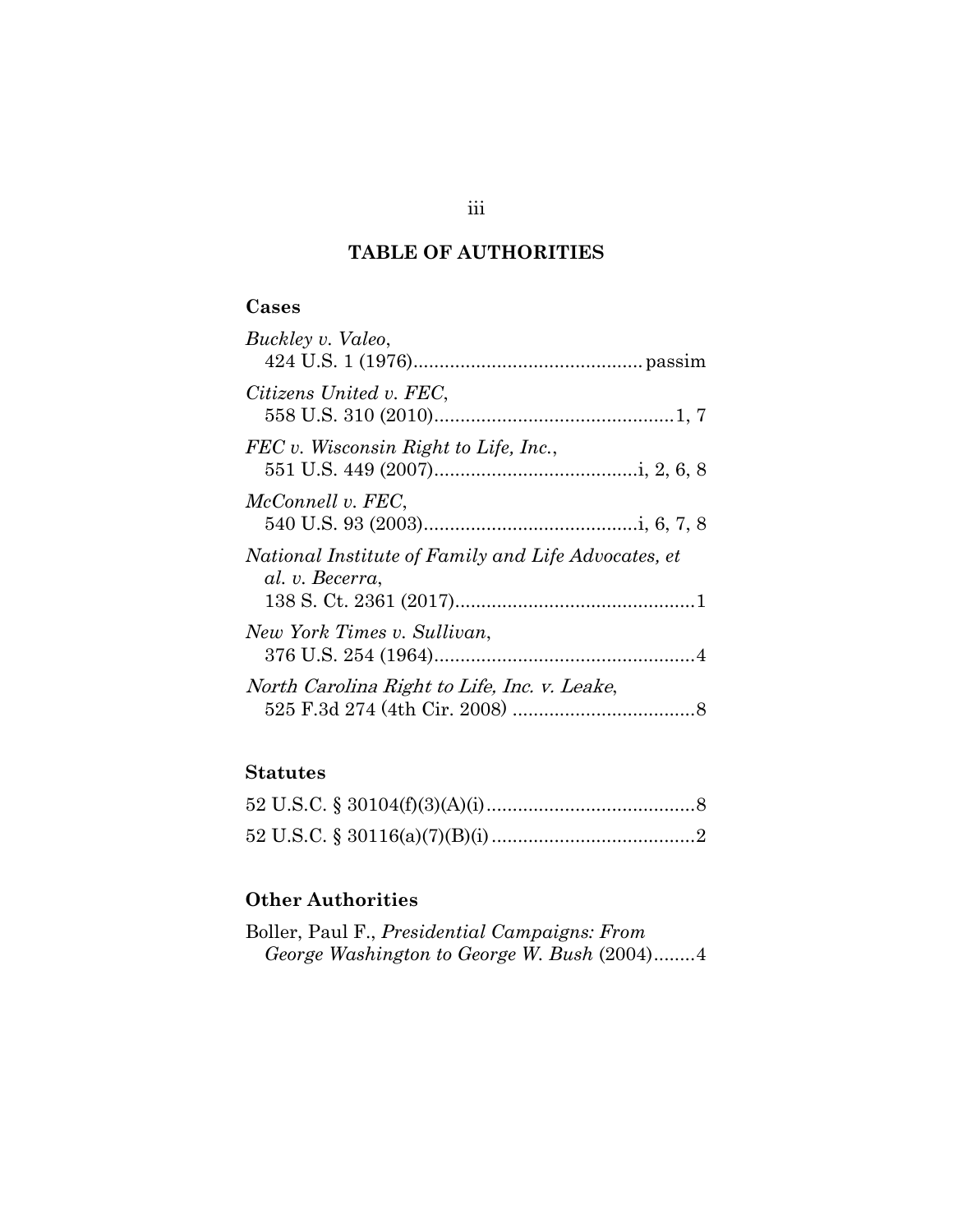## TABLE OF AUTHORITIES

### Cases

*Buckley v. Valeo*,
424 U.S. 1 (1976)............................................ passim

*Citizens United v. FEC*,
558 U.S. 310 (2010)..............................................1, 7

*FEC v. Wisconsin Right to Life, Inc.*,
551 U.S. 449 (2007).......................................i, 2, 6, 8

*McConnell v. FEC*,
540 U.S. 93 (2003).........................................i, 6, 7, 8

*National Institute of Family and Life Advocates, et al. v. Becerra*,
138 S. Ct. 2361 (2017)..............................................1

*New York Times v. Sullivan*,
376 U.S. 254 (1964)..................................................4

*North Carolina Right to Life, Inc. v. Leake*,
525 F.3d 274 (4th Cir. 2008) ...................................8

### Statutes

52 U.S.C. § 30104(f)(3)(A)(i)........................................8

52 U.S.C. § 30116(a)(7)(B)(i).......................................2

### Other Authorities

Boller, Paul F., *Presidential Campaigns: From George Washington to George W. Bush* (2004)........4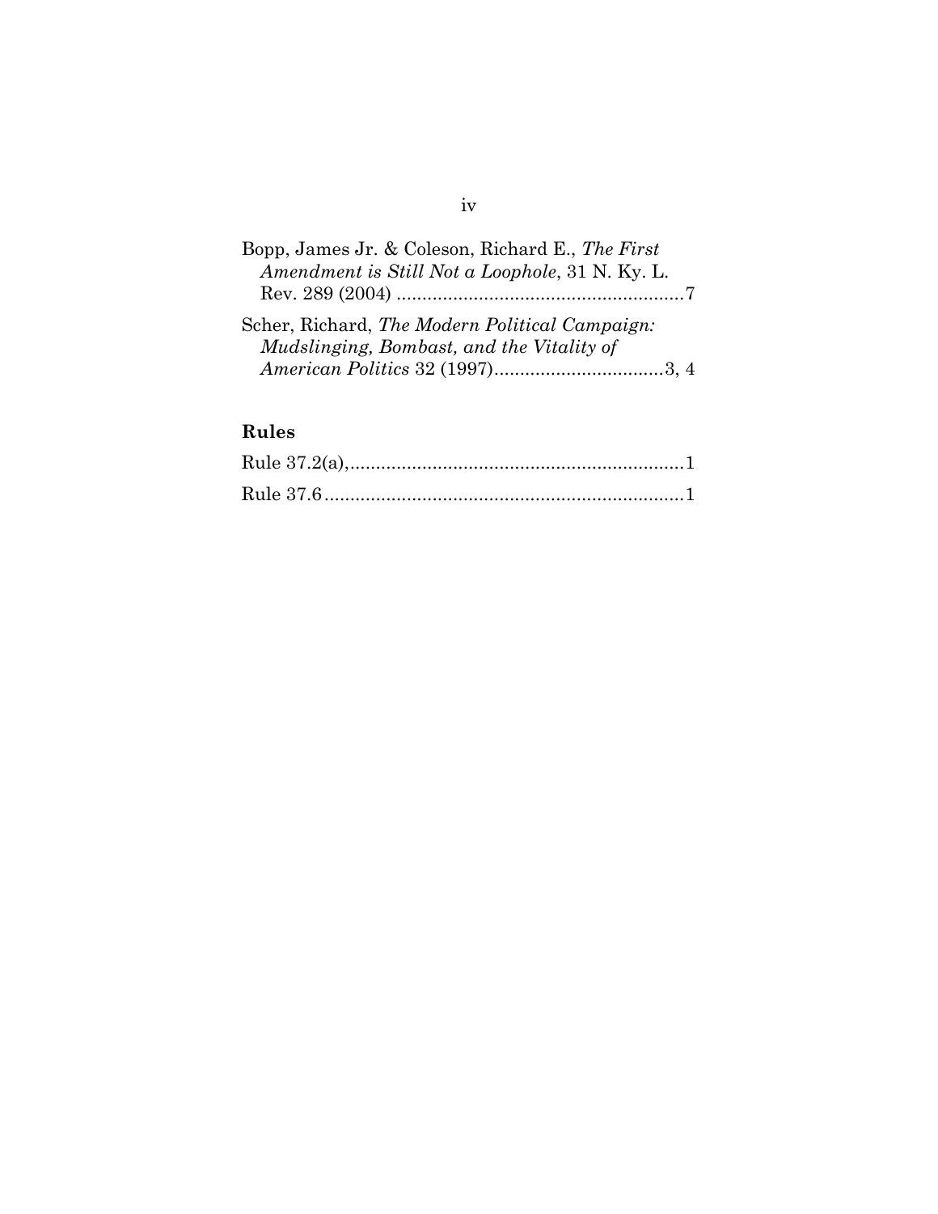Bopp, James Jr. & Coleson, Richard E., *The First Amendment is Still Not a Loophole*, 31 N. Ky. L. Rev. 289 (2004) ........................................................7

Scher, Richard, *The Modern Political Campaign: Mudslinging, Bombast, and the Vitality of American Politics* 32 (1997)..................................3, 4

## Rules

Rule 37.2(a),.................................................................1

Rule 37.6......................................................................1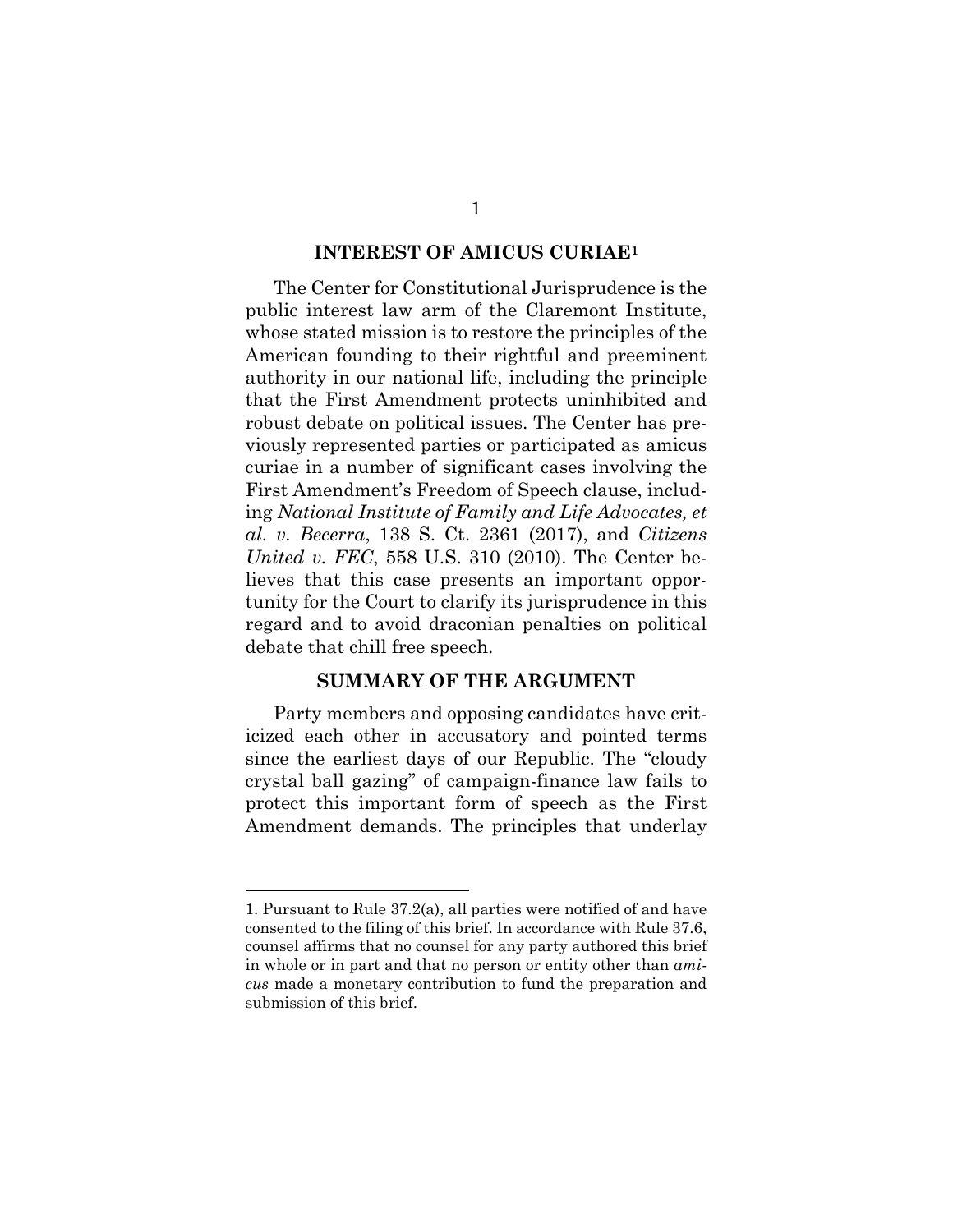## INTEREST OF AMICUS CURIAE[1]

The Center for Constitutional Jurisprudence is the public interest law arm of the Claremont Institute, whose stated mission is to restore the principles of the American founding to their rightful and preeminent authority in our national life, including the principle that the First Amendment protects uninhibited and robust debate on political issues. The Center has previously represented parties or participated as amicus curiae in a number of significant cases involving the First Amendment's Freedom of Speech clause, including *National Institute of Family and Life Advocates, et al. v. Becerra*, 138 S. Ct. 2361 (2017), and *Citizens United v. FEC*, 558 U.S. 310 (2010). The Center believes that this case presents an important opportunity for the Court to clarify its jurisprudence in this regard and to avoid draconian penalties on political debate that chill free speech.

## SUMMARY OF THE ARGUMENT

Party members and opposing candidates have criticized each other in accusatory and pointed terms since the earliest days of our Republic. The "cloudy crystal ball gazing" of campaign-finance law fails to protect this important form of speech as the First Amendment demands. The principles that underlay

---

1. Pursuant to Rule 37.2(a), all parties were notified of and have consented to the filing of this brief. In accordance with Rule 37.6, counsel affirms that no counsel for any party authored this brief in whole or in part and that no person or entity other than *amicus* made a monetary contribution to fund the preparation and submission of this brief.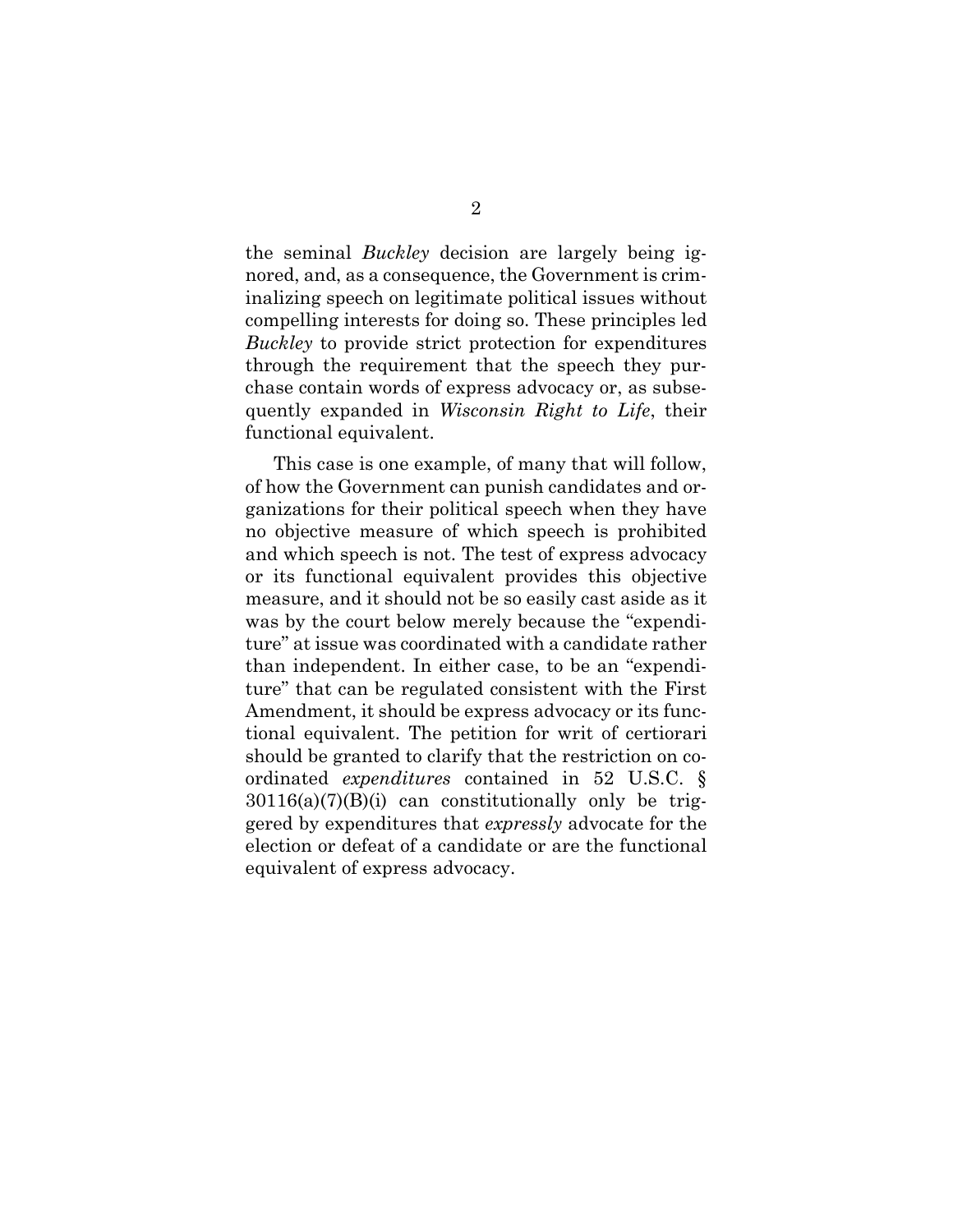the seminal *Buckley* decision are largely being ignored, and, as a consequence, the Government is criminalizing speech on legitimate political issues without compelling interests for doing so. These principles led *Buckley* to provide strict protection for expenditures through the requirement that the speech they purchase contain words of express advocacy or, as subsequently expanded in *Wisconsin Right to Life*, their functional equivalent.

This case is one example, of many that will follow, of how the Government can punish candidates and organizations for their political speech when they have no objective measure of which speech is prohibited and which speech is not. The test of express advocacy or its functional equivalent provides this objective measure, and it should not be so easily cast aside as it was by the court below merely because the "expenditure" at issue was coordinated with a candidate rather than independent. In either case, to be an "expenditure" that can be regulated consistent with the First Amendment, it should be express advocacy or its functional equivalent. The petition for writ of certiorari should be granted to clarify that the restriction on coordinated *expenditures* contained in 52 U.S.C. § 30116(a)(7)(B)(i) can constitutionally only be triggered by expenditures that *expressly* advocate for the election or defeat of a candidate or are the functional equivalent of express advocacy.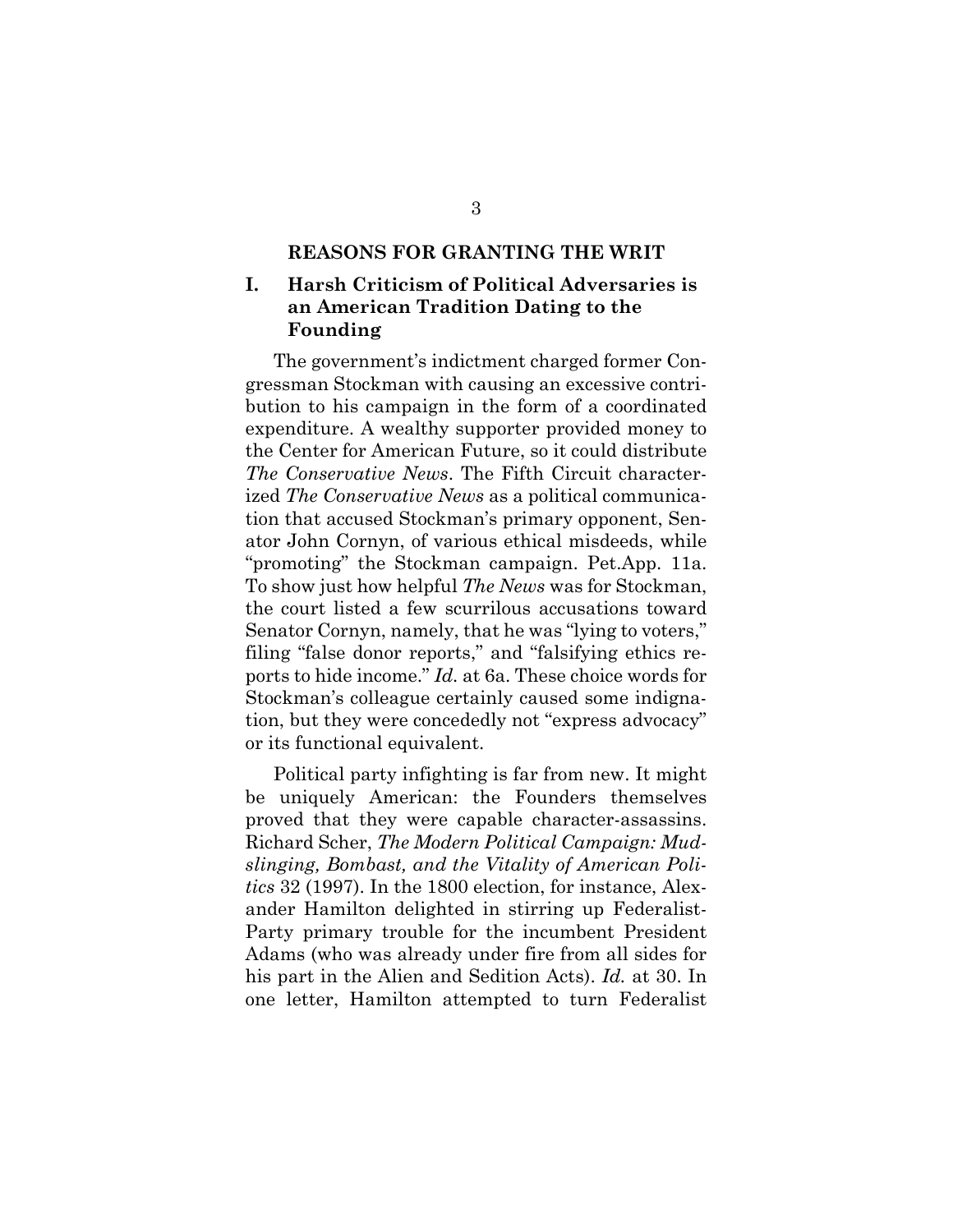## REASONS FOR GRANTING THE WRIT

### I. Harsh Criticism of Political Adversaries is an American Tradition Dating to the Founding

The government's indictment charged former Congressman Stockman with causing an excessive contribution to his campaign in the form of a coordinated expenditure. A wealthy supporter provided money to the Center for American Future, so it could distribute *The Conservative News*. The Fifth Circuit characterized *The Conservative News* as a political communication that accused Stockman's primary opponent, Senator John Cornyn, of various ethical misdeeds, while "promoting" the Stockman campaign. Pet.App. 11a. To show just how helpful *The News* was for Stockman, the court listed a few scurrilous accusations toward Senator Cornyn, namely, that he was "lying to voters," filing "false donor reports," and "falsifying ethics reports to hide income." *Id.* at 6a. These choice words for Stockman's colleague certainly caused some indignation, but they were concededly not "express advocacy" or its functional equivalent.

Political party infighting is far from new. It might be uniquely American: the Founders themselves proved that they were capable character-assassins. Richard Scher, *The Modern Political Campaign: Mudslinging, Bombast, and the Vitality of American Politics* 32 (1997). In the 1800 election, for instance, Alexander Hamilton delighted in stirring up Federalist-Party primary trouble for the incumbent President Adams (who was already under fire from all sides for his part in the Alien and Sedition Acts). *Id.* at 30. In one letter, Hamilton attempted to turn Federalist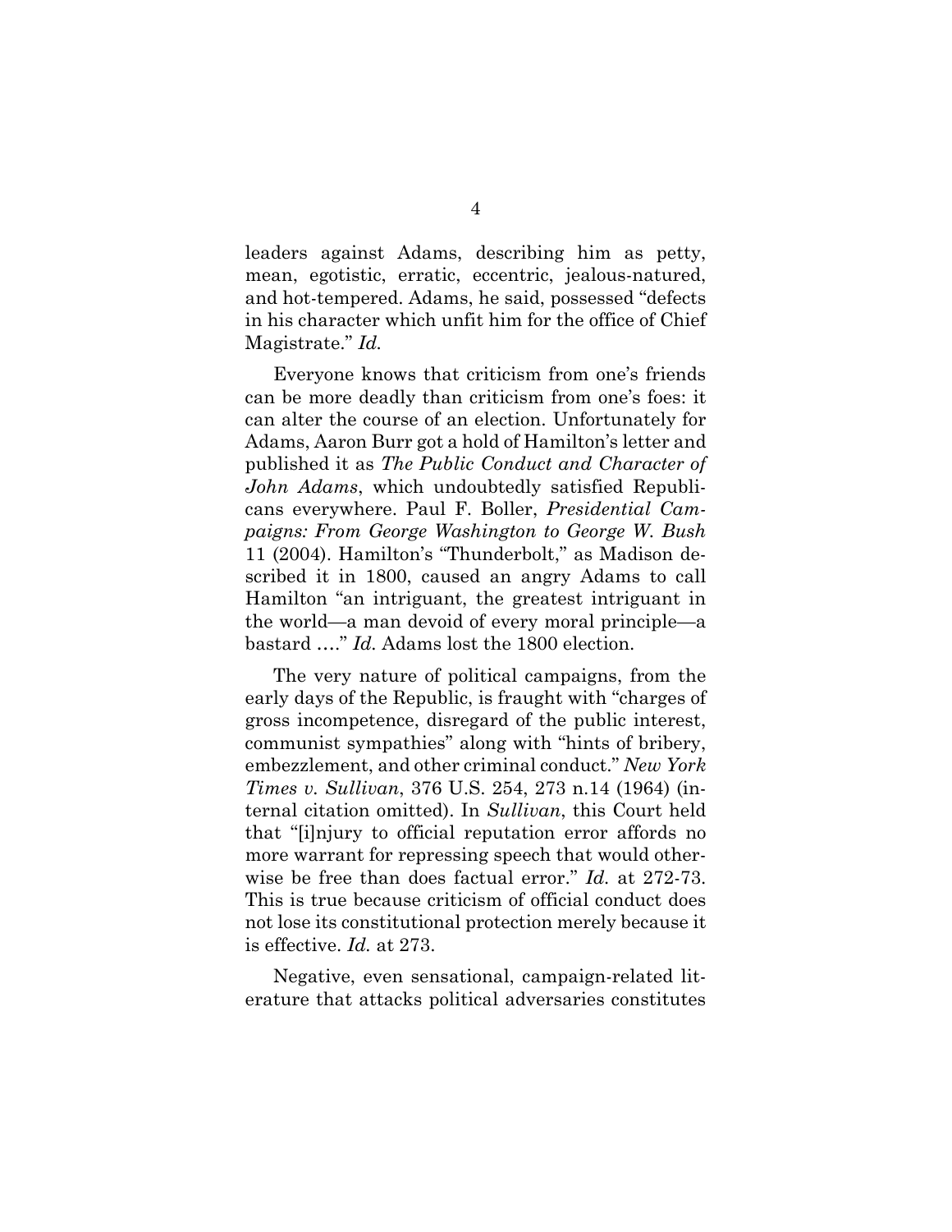leaders against Adams, describing him as petty, mean, egotistic, erratic, eccentric, jealous-natured, and hot-tempered. Adams, he said, possessed "defects in his character which unfit him for the office of Chief Magistrate." *Id.*

Everyone knows that criticism from one's friends can be more deadly than criticism from one's foes: it can alter the course of an election. Unfortunately for Adams, Aaron Burr got a hold of Hamilton's letter and published it as *The Public Conduct and Character of John Adams*, which undoubtedly satisfied Republicans everywhere. Paul F. Boller, *Presidential Campaigns: From George Washington to George W. Bush* 11 (2004). Hamilton's "Thunderbolt," as Madison described it in 1800, caused an angry Adams to call Hamilton "an intriguant, the greatest intriguant in the world—a man devoid of every moral principle—a bastard …." *Id.* Adams lost the 1800 election.

The very nature of political campaigns, from the early days of the Republic, is fraught with "charges of gross incompetence, disregard of the public interest, communist sympathies" along with "hints of bribery, embezzlement, and other criminal conduct." *New York Times v. Sullivan*, 376 U.S. 254, 273 n.14 (1964) (internal citation omitted). In *Sullivan*, this Court held that "[i]njury to official reputation error affords no more warrant for repressing speech that would otherwise be free than does factual error." *Id.* at 272-73. This is true because criticism of official conduct does not lose its constitutional protection merely because it is effective. *Id.* at 273.

Negative, even sensational, campaign-related literature that attacks political adversaries constitutes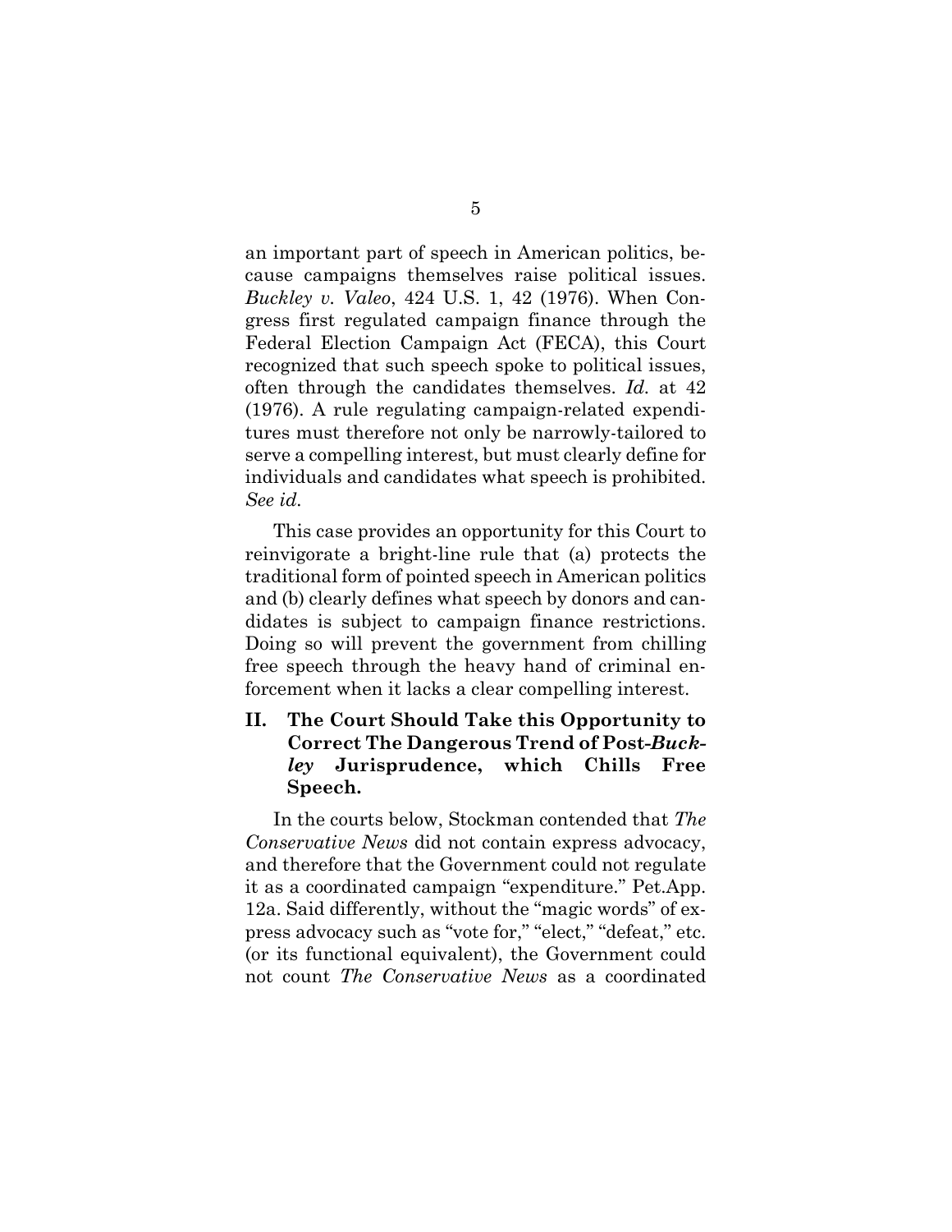an important part of speech in American politics, because campaigns themselves raise political issues. *Buckley v. Valeo*, 424 U.S. 1, 42 (1976). When Congress first regulated campaign finance through the Federal Election Campaign Act (FECA), this Court recognized that such speech spoke to political issues, often through the candidates themselves. *Id.* at 42 (1976). A rule regulating campaign-related expenditures must therefore not only be narrowly-tailored to serve a compelling interest, but must clearly define for individuals and candidates what speech is prohibited. *See id.*

This case provides an opportunity for this Court to reinvigorate a bright-line rule that (a) protects the traditional form of pointed speech in American politics and (b) clearly defines what speech by donors and candidates is subject to campaign finance restrictions. Doing so will prevent the government from chilling free speech through the heavy hand of criminal enforcement when it lacks a clear compelling interest.

## II. The Court Should Take this Opportunity to Correct The Dangerous Trend of Post-*Buckley* Jurisprudence, which Chills Free Speech.

In the courts below, Stockman contended that *The Conservative News* did not contain express advocacy, and therefore that the Government could not regulate it as a coordinated campaign "expenditure." Pet.App. 12a. Said differently, without the "magic words" of express advocacy such as "vote for," "elect," "defeat," etc. (or its functional equivalent), the Government could not count *The Conservative News* as a coordinated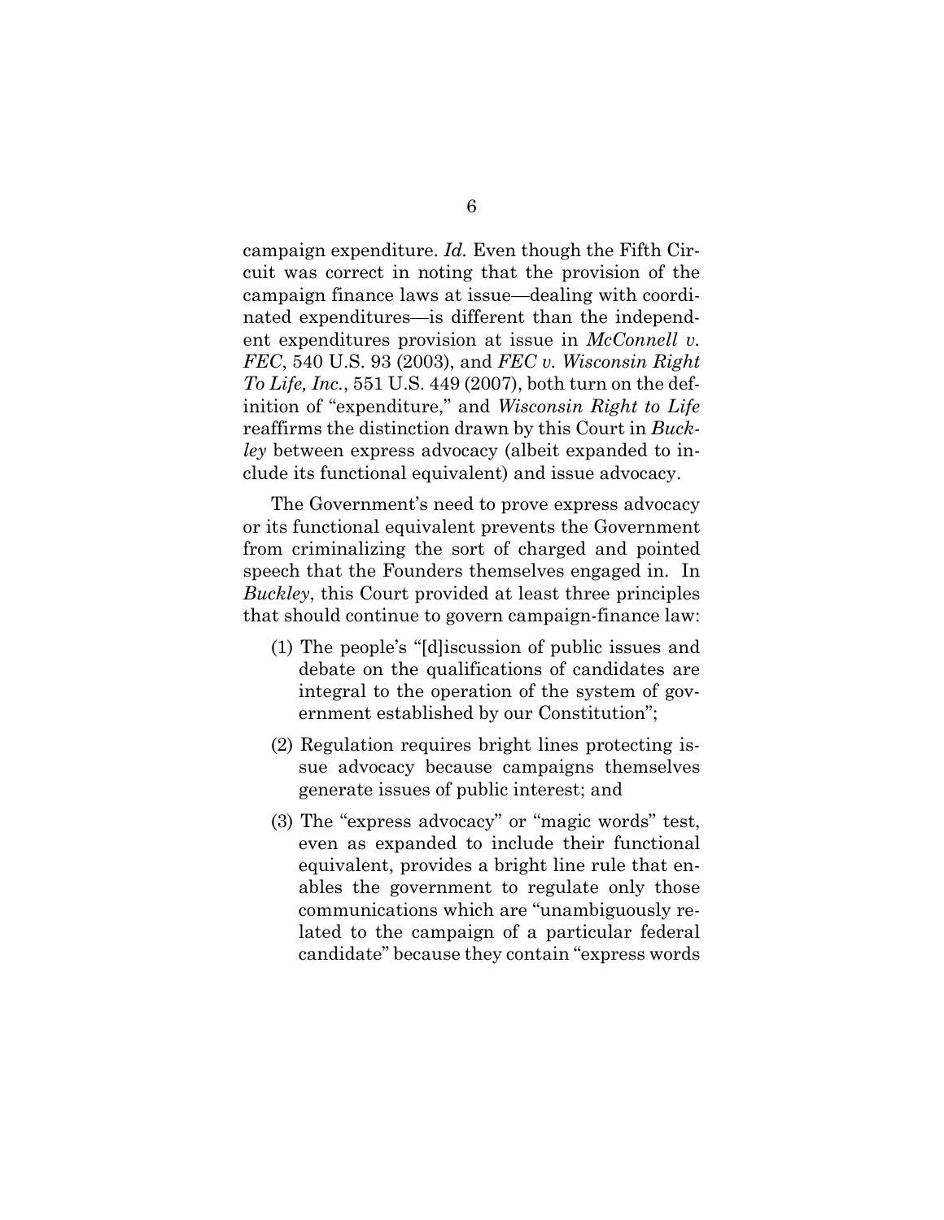campaign expenditure. *Id.* Even though the Fifth Circuit was correct in noting that the provision of the campaign finance laws at issue—dealing with coordinated expenditures—is different than the independent expenditures provision at issue in *McConnell v. FEC*, 540 U.S. 93 (2003), and *FEC v. Wisconsin Right To Life, Inc.*, 551 U.S. 449 (2007), both turn on the definition of "expenditure," and *Wisconsin Right to Life* reaffirms the distinction drawn by this Court in *Buckley* between express advocacy (albeit expanded to include its functional equivalent) and issue advocacy.

The Government's need to prove express advocacy or its functional equivalent prevents the Government from criminalizing the sort of charged and pointed speech that the Founders themselves engaged in. In *Buckley*, this Court provided at least three principles that should continue to govern campaign-finance law:

(1) The people's "[d]iscussion of public issues and debate on the qualifications of candidates are integral to the operation of the system of government established by our Constitution";

(2) Regulation requires bright lines protecting issue advocacy because campaigns themselves generate issues of public interest; and

(3) The "express advocacy" or "magic words" test, even as expanded to include their functional equivalent, provides a bright line rule that enables the government to regulate only those communications which are "unambiguously related to the campaign of a particular federal candidate" because they contain "express words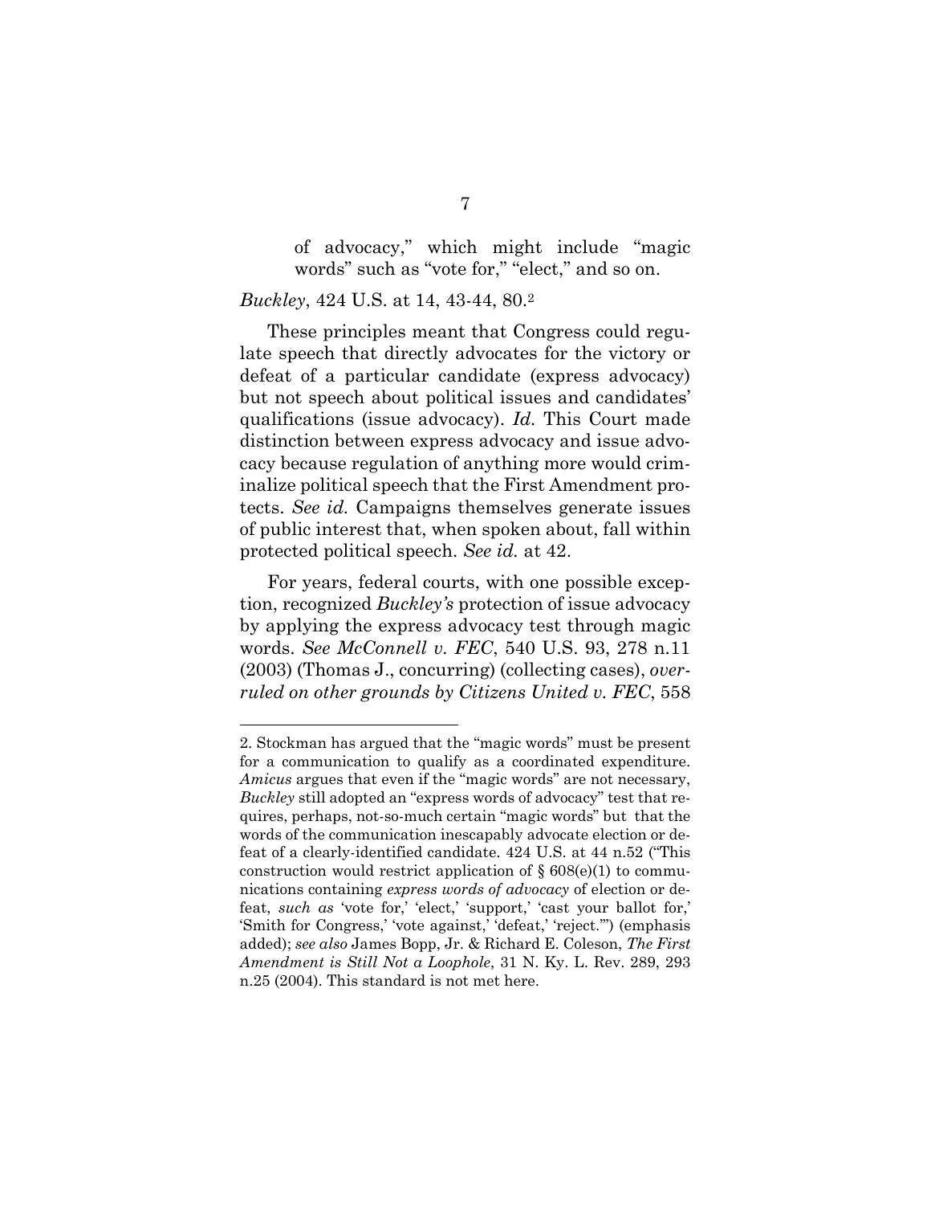> of advocacy," which might include "magic words" such as "vote for," "elect," and so on.

*Buckley*, 424 U.S. at 14, 43-44, 80.[2]

These principles meant that Congress could regulate speech that directly advocates for the victory or defeat of a particular candidate (express advocacy) but not speech about political issues and candidates' qualifications (issue advocacy). *Id.* This Court made distinction between express advocacy and issue advocacy because regulation of anything more would criminalize political speech that the First Amendment protects. *See id.* Campaigns themselves generate issues of public interest that, when spoken about, fall within protected political speech. *See id.* at 42.

For years, federal courts, with one possible exception, recognized *Buckley's* protection of issue advocacy by applying the express advocacy test through magic words. *See McConnell v. FEC*, 540 U.S. 93, 278 n.11 (2003) (Thomas J., concurring) (collecting cases), *overruled on other grounds by Citizens United v. FEC*, 558

---

2. Stockman has argued that the "magic words" must be present for a communication to qualify as a coordinated expenditure. *Amicus* argues that even if the "magic words" are not necessary, *Buckley* still adopted an "express words of advocacy" test that requires, perhaps, not-so-much certain "magic words" but that the words of the communication inescapably advocate election or defeat of a clearly-identified candidate. 424 U.S. at 44 n.52 ("This construction would restrict application of § 608(e)(1) to communications containing *express words of advocacy* of election or defeat, *such as* 'vote for,' 'elect,' 'support,' 'cast your ballot for,' 'Smith for Congress,' 'vote against,' 'defeat,' 'reject.'") (emphasis added); *see also* James Bopp, Jr. & Richard E. Coleson, *The First Amendment is Still Not a Loophole*, 31 N. Ky. L. Rev. 289, 293 n.25 (2004). This standard is not met here.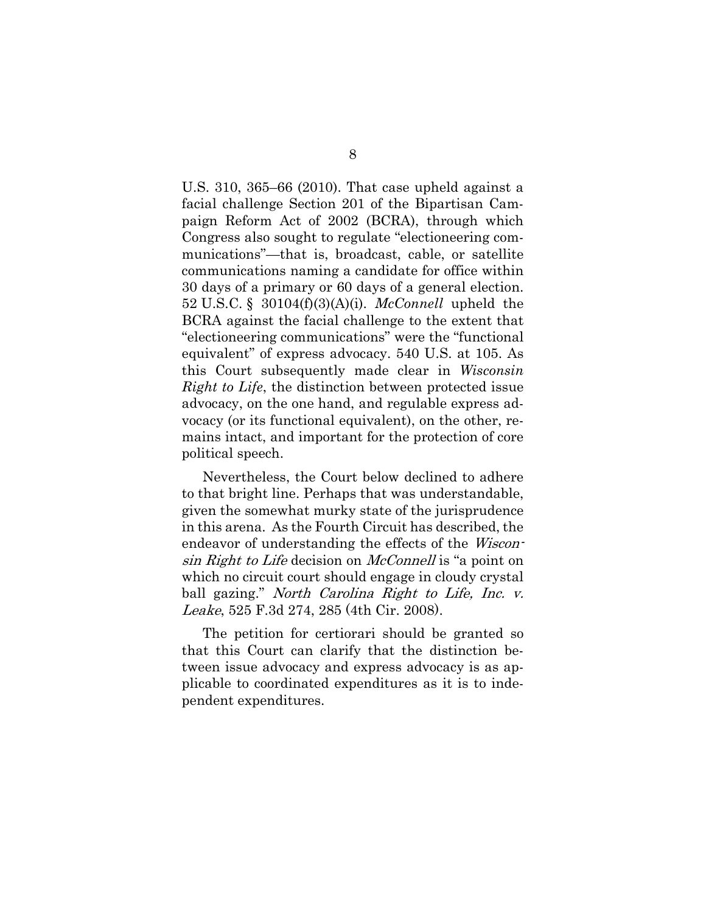U.S. 310, 365–66 (2010). That case upheld against a facial challenge Section 201 of the Bipartisan Campaign Reform Act of 2002 (BCRA), through which Congress also sought to regulate "electioneering communications"—that is, broadcast, cable, or satellite communications naming a candidate for office within 30 days of a primary or 60 days of a general election. 52 U.S.C. § 30104(f)(3)(A)(i). *McConnell* upheld the BCRA against the facial challenge to the extent that "electioneering communications" were the "functional equivalent" of express advocacy. 540 U.S. at 105. As this Court subsequently made clear in *Wisconsin Right to Life*, the distinction between protected issue advocacy, on the one hand, and regulable express advocacy (or its functional equivalent), on the other, remains intact, and important for the protection of core political speech.

Nevertheless, the Court below declined to adhere to that bright line. Perhaps that was understandable, given the somewhat murky state of the jurisprudence in this arena. As the Fourth Circuit has described, the endeavor of understanding the effects of the *Wisconsin Right to Life* decision on *McConnell* is "a point on which no circuit court should engage in cloudy crystal ball gazing." *North Carolina Right to Life, Inc. v. Leake*, 525 F.3d 274, 285 (4th Cir. 2008).

The petition for certiorari should be granted so that this Court can clarify that the distinction between issue advocacy and express advocacy is as applicable to coordinated expenditures as it is to independent expenditures.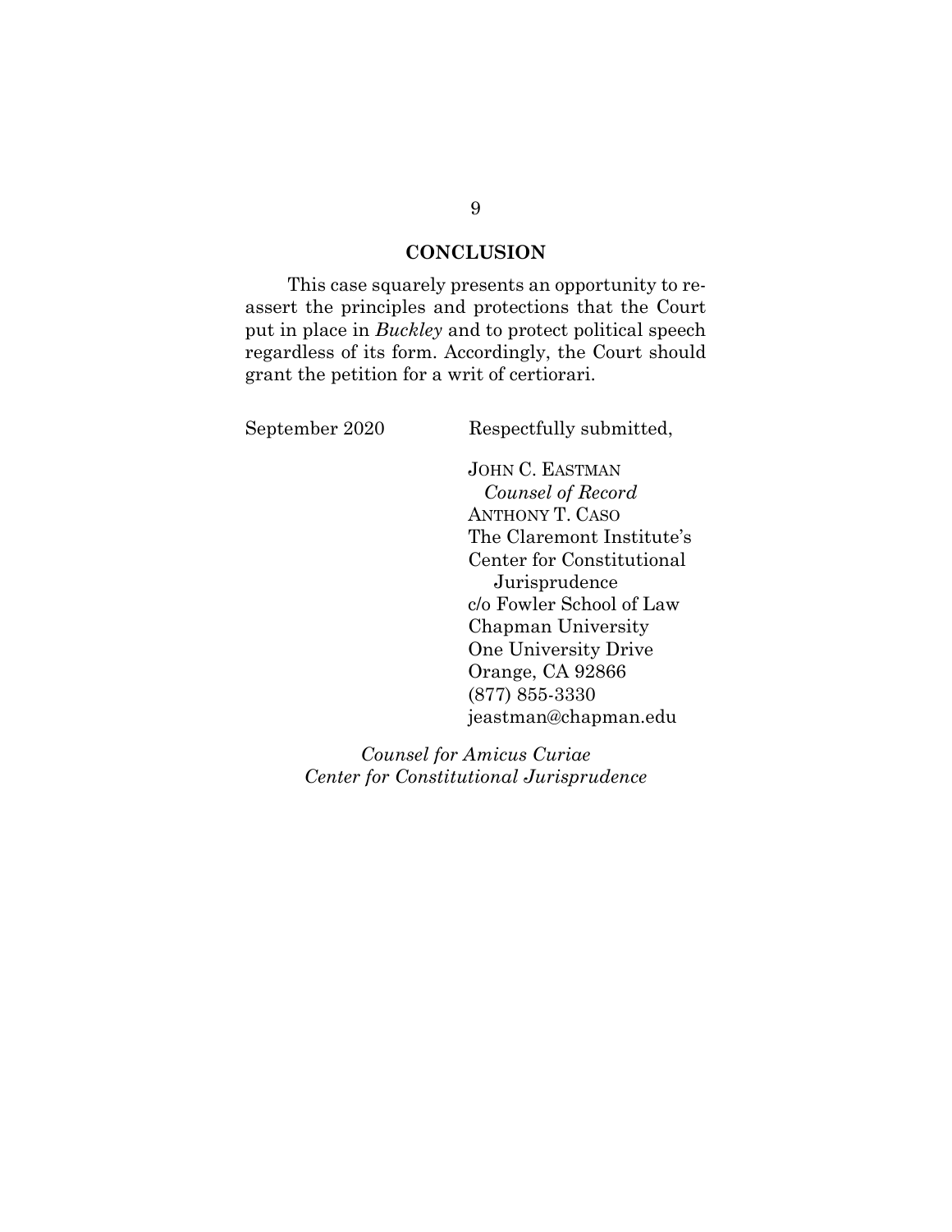## CONCLUSION

This case squarely presents an opportunity to reassert the principles and protections that the Court put in place in *Buckley* and to protect political speech regardless of its form. Accordingly, the Court should grant the petition for a writ of certiorari.

September 2020

Respectfully submitted,

JOHN C. EASTMAN
*Counsel of Record*
ANTHONY T. CASO
The Claremont Institute's
Center for Constitutional
Jurisprudence
c/o Fowler School of Law
Chapman University
One University Drive
Orange, CA 92866
(877) 855-3330
jeastman@chapman.edu

*Counsel for Amicus Curiae*
*Center for Constitutional Jurisprudence*